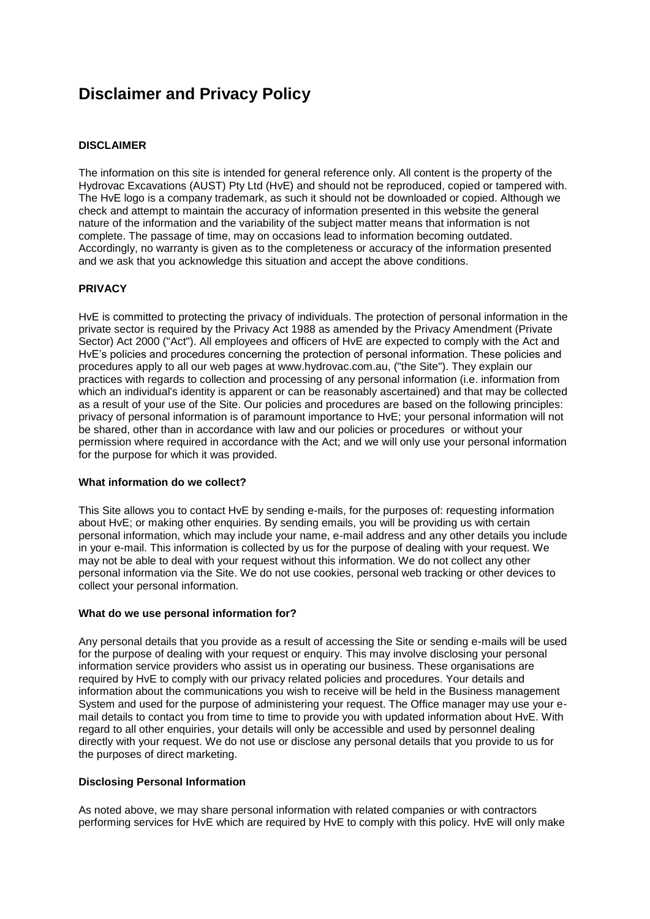# Disclaimer and Privacy Policy

**DISCLAIMER**

The information on this site is intended for general reference only. All content is the property of the Hydrovac Excavations (AUST) Pty Ltd (HvE) and should not be reproduced, copied or tampered with. The HvE logo is a company trademark, as such it should not be downloaded or copied. Although we check and attempt to maintain the accuracy of information presented in this website the general nature of the information and the variability of the subject matter means that information is not complete. The passage of time, may on occasions lead to information becoming outdated. Accordingly, no warranty is given as to the completeness or accuracy of the information presented and we ask that you acknowledge this situation and accept the above conditions.

**PRIVACY**

HvE is committed to protecting the privacy of individuals. The protection of personal information in the private sector is required by the Privacy Act 1988 as amended by the Privacy Amendment (Private Sector) Act 2000 ("Act"). All employees and officers of HvE are expected to comply with the Act and HvE's policies and procedures concerning the protection of personal information. These policies and procedures apply to all our web pages at www.hydrovac.com.au, ("the Site"). They explain our practices with regards to collection and processing of any personal information (i.e. information from which an individual's identity is apparent or can be reasonably ascertained) and that may be collected as a result of your use of the Site. Our policies and procedures are based on the following principles: privacy of personal information is of paramount importance to HvE; your personal information will not be shared, other than in accordance with law and our policies or procedures or without your permission where required in accordance with the Act; and we will only use your personal information for the purpose for which it was provided.

**What information do we collect?**

This Site allows you to contact HvE by sending e-mails, for the purposes of: requesting information about HvE; or making other enquiries. By sending emails, you will be providing us with certain personal information, which may include your name, e-mail address and any other details you include in your e-mail. This information is collected by us for the purpose of dealing with your request. We may not be able to deal with your request without this information. We do not collect any other personal information via the Site. We do not use cookies, personal web tracking or other devices to collect your personal information.

**What do we use personal information for?**

Any personal details that you provide as a result of accessing the Site or sending e-mails will be used for the purpose of dealing with your request or enquiry. This may involve disclosing your personal information service providers who assist us in operating our business. These organisations are required by HvE to comply with our privacy related policies and procedures. Your details and information about the communications you wish to receive will be held in the Business management System and used for the purpose of administering your request. The Office manager may use your e-mail details to contact you from time to time to provide you with updated information about HvE. With regard to all other enquiries, your details will only be accessible and used by personnel dealing directly with your request. We do not use or disclose any personal details that you provide to us for the purposes of direct marketing.

**Disclosing Personal Information**

As noted above, we may share personal information with related companies or with contractors performing services for HvE which are required by HvE to comply with this policy. HvE will only make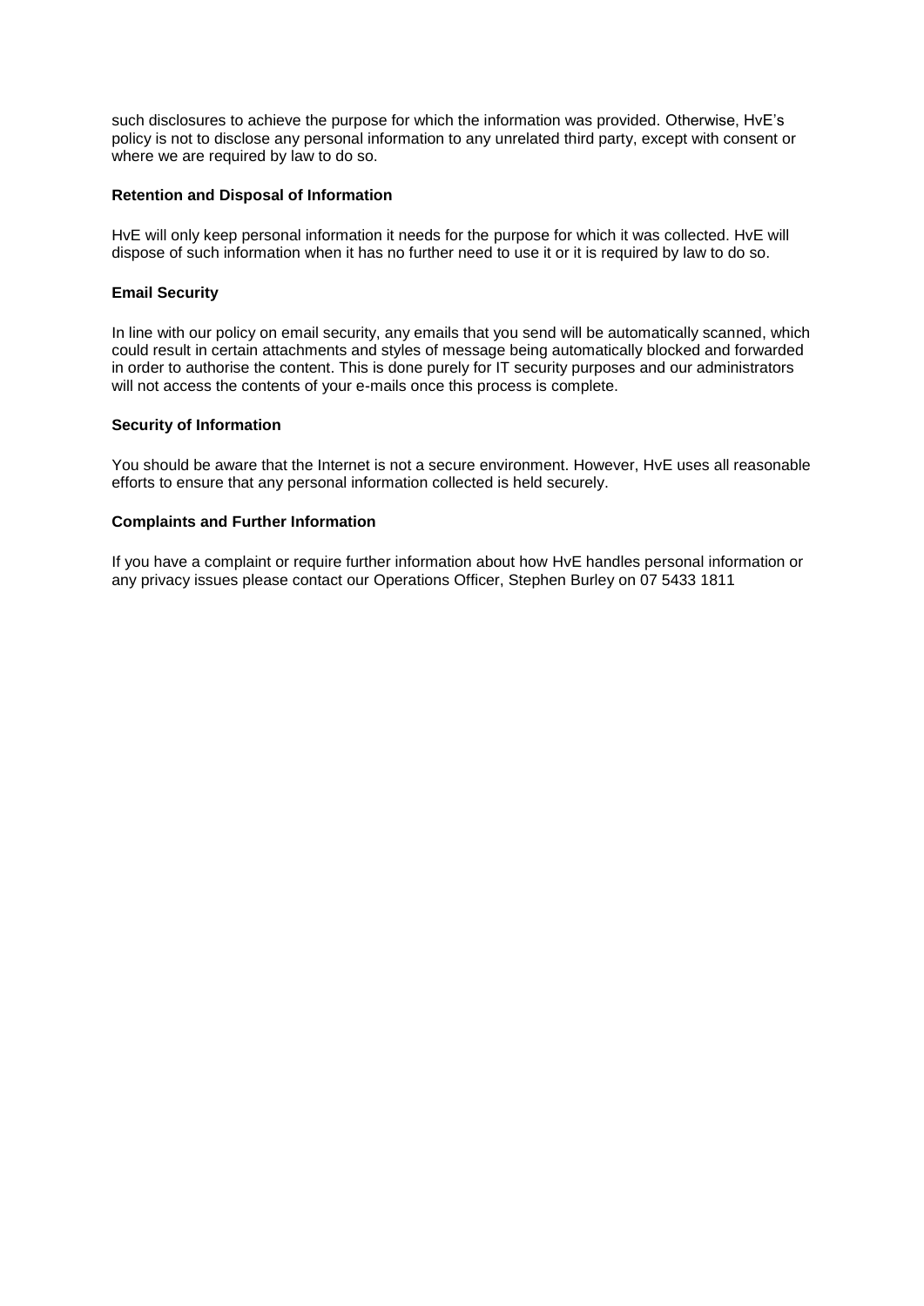such disclosures to achieve the purpose for which the information was provided. Otherwise, HvE's policy is not to disclose any personal information to any unrelated third party, except with consent or where we are required by law to do so.

**Retention and Disposal of Information**

HvE will only keep personal information it needs for the purpose for which it was collected. HvE will dispose of such information when it has no further need to use it or it is required by law to do so.

**Email Security**

In line with our policy on email security, any emails that you send will be automatically scanned, which could result in certain attachments and styles of message being automatically blocked and forwarded in order to authorise the content. This is done purely for IT security purposes and our administrators will not access the contents of your e-mails once this process is complete.

**Security of Information**

You should be aware that the Internet is not a secure environment. However, HvE uses all reasonable efforts to ensure that any personal information collected is held securely.

**Complaints and Further Information**

If you have a complaint or require further information about how HvE handles personal information or any privacy issues please contact our Operations Officer, Stephen Burley on 07 5433 1811